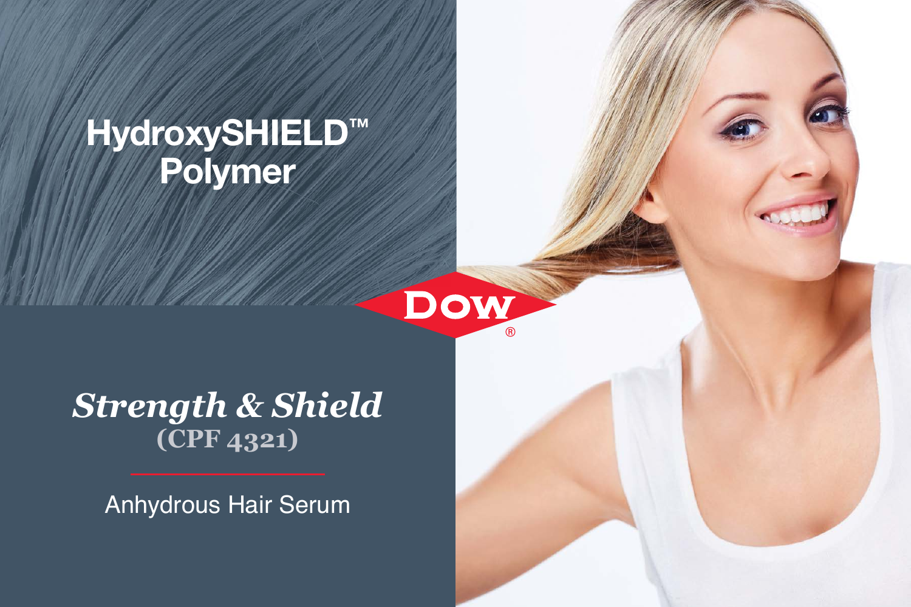# HydroxySHIELD™ Polymer

Dow®

## *Strength & Shield*

**(CPF 4321)**

Anhydrous Hair Serum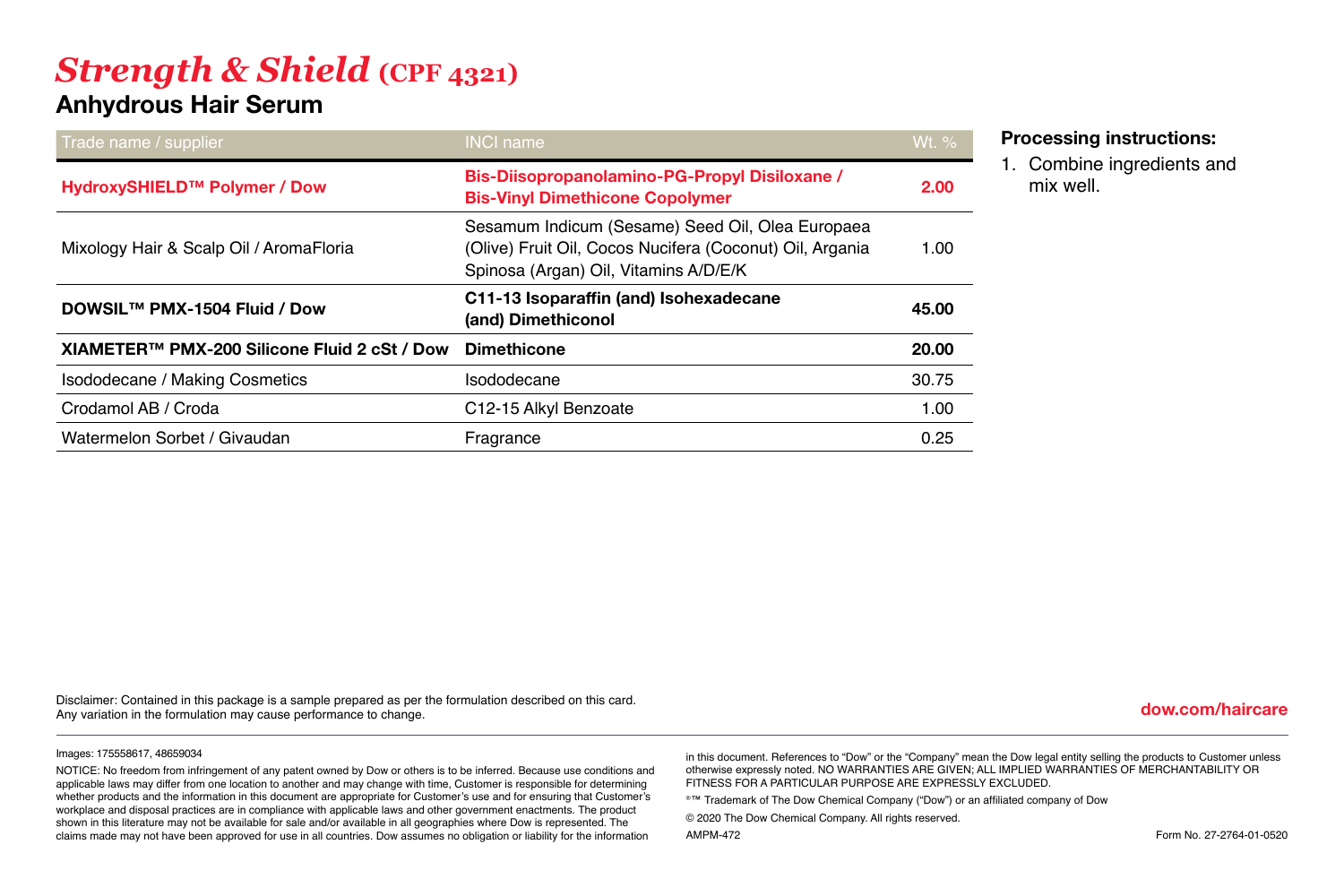# *Strength & Shield* (CPF 4321)

## Anhydrous Hair Serum

| Trade name / supplier | INCI name | Wt. % |
|---|---|---|
| **HydroxySHIELD™ Polymer / Dow** | **Bis-Diisopropanolamino-PG-Propyl Disiloxane / Bis-Vinyl Dimethicone Copolymer** | **2.00** |
| Mixology Hair & Scalp Oil / AromaFloria | Sesamum Indicum (Sesame) Seed Oil, Olea Europaea (Olive) Fruit Oil, Cocos Nucifera (Coconut) Oil, Argania Spinosa (Argan) Oil, Vitamins A/D/E/K | 1.00 |
| **DOWSIL™ PMX-1504 Fluid / Dow** | **C11-13 Isoparaffin (and) Isohexadecane (and) Dimethiconol** | **45.00** |
| **XIAMETER™ PMX-200 Silicone Fluid 2 cSt / Dow** | **Dimethicone** | **20.00** |
| Isododecane / Making Cosmetics | Isododecane | 30.75 |
| Crodamol AB / Croda | C12-15 Alkyl Benzoate | 1.00 |
| Watermelon Sorbet / Givaudan | Fragrance | 0.25 |

**Processing instructions:**

1. Combine ingredients and mix well.

Disclaimer: Contained in this package is a sample prepared as per the formulation described on this card. Any variation in the formulation may cause performance to change.

**dow.com/haircare**

Images: 175558617, 48659034

NOTICE: No freedom from infringement of any patent owned by Dow or others is to be inferred. Because use conditions and applicable laws may differ from one location to another and may change with time, Customer is responsible for determining whether products and the information in this document are appropriate for Customer's use and for ensuring that Customer's workplace and disposal practices are in compliance with applicable laws and other government enactments. The product shown in this literature may not be available for sale and/or available in all geographies where Dow is represented. The claims made may not have been approved for use in all countries. Dow assumes no obligation or liability for the information in this document. References to "Dow" or the "Company" mean the Dow legal entity selling the products to Customer unless otherwise expressly noted. NO WARRANTIES ARE GIVEN; ALL IMPLIED WARRANTIES OF MERCHANTABILITY OR FITNESS FOR A PARTICULAR PURPOSE ARE EXPRESSLY EXCLUDED.

®™ Trademark of The Dow Chemical Company ("Dow") or an affiliated company of Dow

© 2020 The Dow Chemical Company. All rights reserved.

AMPM-472

Form No. 27-2764-01-0520